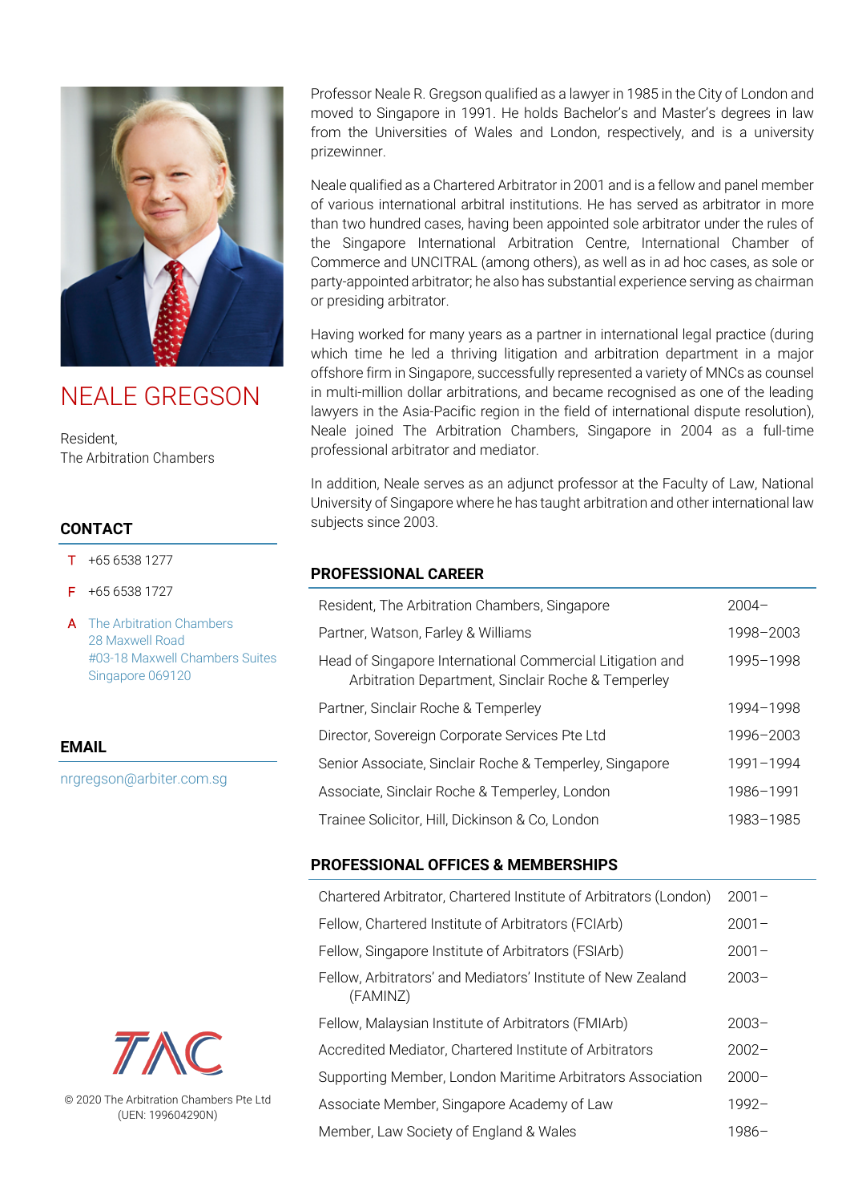# NEALE GREGSON

Resident,
The Arbitration Chambers

## CONTACT

T +65 6538 1277

F +65 6538 1727

A The Arbitration Chambers
28 Maxwell Road
#03-18 Maxwell Chambers Suites
Singapore 069120

## EMAIL

nrgregson@arbiter.com.sg

Professor Neale R. Gregson qualified as a lawyer in 1985 in the City of London and moved to Singapore in 1991. He holds Bachelor's and Master's degrees in law from the Universities of Wales and London, respectively, and is a university prizewinner.

Neale qualified as a Chartered Arbitrator in 2001 and is a fellow and panel member of various international arbitral institutions. He has served as arbitrator in more than two hundred cases, having been appointed sole arbitrator under the rules of the Singapore International Arbitration Centre, International Chamber of Commerce and UNCITRAL (among others), as well as in ad hoc cases, as sole or party-appointed arbitrator; he also has substantial experience serving as chairman or presiding arbitrator.

Having worked for many years as a partner in international legal practice (during which time he led a thriving litigation and arbitration department in a major offshore firm in Singapore, successfully represented a variety of MNCs as counsel in multi-million dollar arbitrations, and became recognised as one of the leading lawyers in the Asia-Pacific region in the field of international dispute resolution), Neale joined The Arbitration Chambers, Singapore in 2004 as a full-time professional arbitrator and mediator.

In addition, Neale serves as an adjunct professor at the Faculty of Law, National University of Singapore where he has taught arbitration and other international law subjects since 2003.

## PROFESSIONAL CAREER

| | |
|---|---|
| Resident, The Arbitration Chambers, Singapore | 2004– |
| Partner, Watson, Farley & Williams | 1998–2003 |
| Head of Singapore International Commercial Litigation and Arbitration Department, Sinclair Roche & Temperley | 1995–1998 |
| Partner, Sinclair Roche & Temperley | 1994–1998 |
| Director, Sovereign Corporate Services Pte Ltd | 1996–2003 |
| Senior Associate, Sinclair Roche & Temperley, Singapore | 1991–1994 |
| Associate, Sinclair Roche & Temperley, London | 1986–1991 |
| Trainee Solicitor, Hill, Dickinson & Co, London | 1983–1985 |

## PROFESSIONAL OFFICES & MEMBERSHIPS

| | |
|---|---|
| Chartered Arbitrator, Chartered Institute of Arbitrators (London) | 2001– |
| Fellow, Chartered Institute of Arbitrators (FCIArb) | 2001– |
| Fellow, Singapore Institute of Arbitrators (FSIArb) | 2001– |
| Fellow, Arbitrators' and Mediators' Institute of New Zealand (FAMINZ) | 2003– |
| Fellow, Malaysian Institute of Arbitrators (FMIArb) | 2003– |
| Accredited Mediator, Chartered Institute of Arbitrators | 2002– |
| Supporting Member, London Maritime Arbitrators Association | 2000– |
| Associate Member, Singapore Academy of Law | 1992– |
| Member, Law Society of England & Wales | 1986– |

TAC

© 2020 The Arbitration Chambers Pte Ltd
(UEN: 199604290N)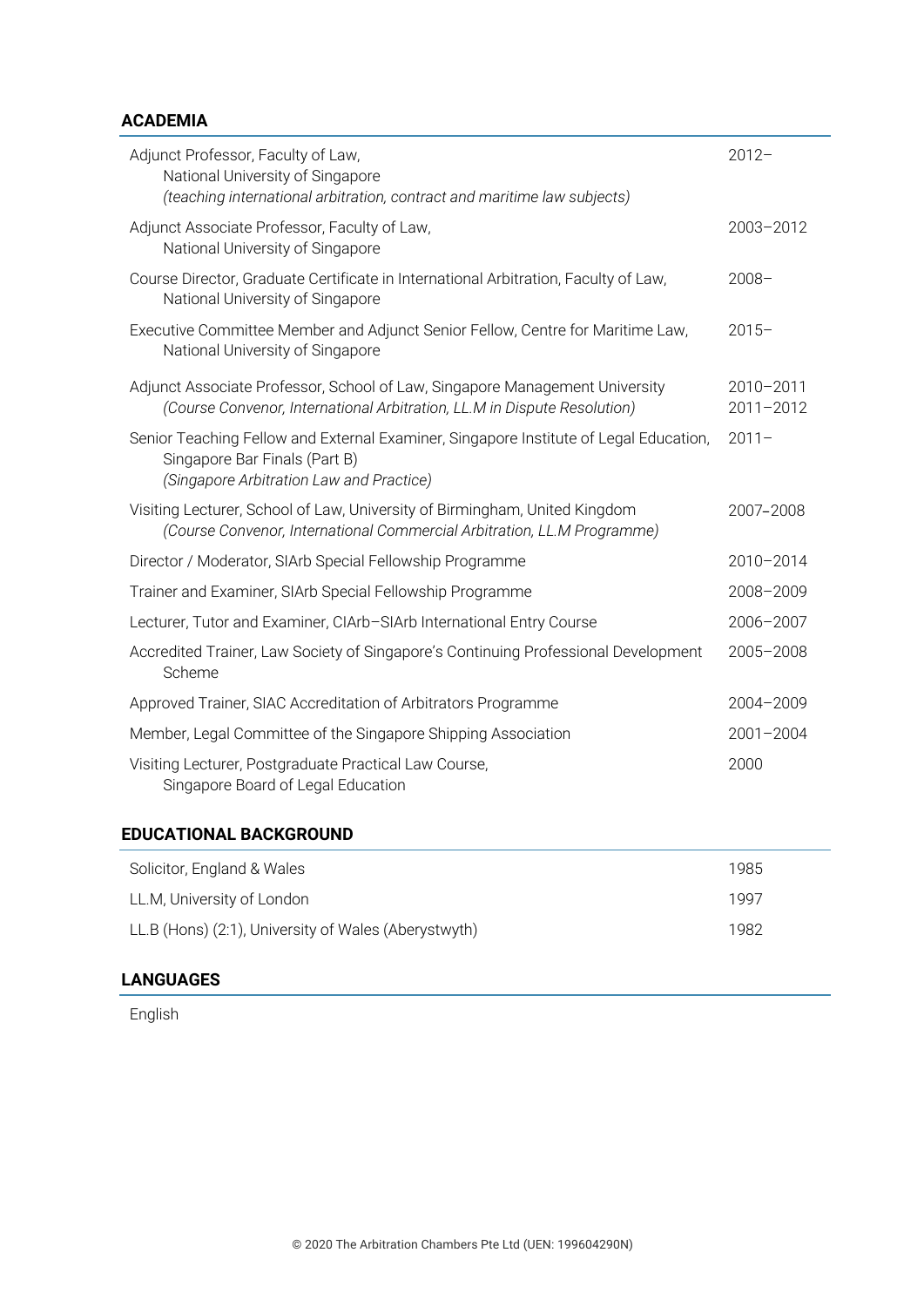## ACADEMIA

| | |
|---|---|
| Adjunct Professor, Faculty of Law, National University of Singapore *(teaching international arbitration, contract and maritime law subjects)* | 2012– |
| Adjunct Associate Professor, Faculty of Law, National University of Singapore | 2003–2012 |
| Course Director, Graduate Certificate in International Arbitration, Faculty of Law, National University of Singapore | 2008– |
| Executive Committee Member and Adjunct Senior Fellow, Centre for Maritime Law, National University of Singapore | 2015– |
| Adjunct Associate Professor, School of Law, Singapore Management University *(Course Convenor, International Arbitration, LL.M in Dispute Resolution)* | 2010–2011 2011–2012 |
| Senior Teaching Fellow and External Examiner, Singapore Institute of Legal Education, Singapore Bar Finals (Part B) *(Singapore Arbitration Law and Practice)* | 2011– |
| Visiting Lecturer, School of Law, University of Birmingham, United Kingdom *(Course Convenor, International Commercial Arbitration, LL.M Programme)* | 2007–2008 |
| Director / Moderator, SIArb Special Fellowship Programme | 2010–2014 |
| Trainer and Examiner, SIArb Special Fellowship Programme | 2008–2009 |
| Lecturer, Tutor and Examiner, CIArb–SIArb International Entry Course | 2006–2007 |
| Accredited Trainer, Law Society of Singapore's Continuing Professional Development Scheme | 2005–2008 |
| Approved Trainer, SIAC Accreditation of Arbitrators Programme | 2004–2009 |
| Member, Legal Committee of the Singapore Shipping Association | 2001–2004 |
| Visiting Lecturer, Postgraduate Practical Law Course, Singapore Board of Legal Education | 2000 |

## EDUCATIONAL BACKGROUND

| | |
|---|---|
| Solicitor, England & Wales | 1985 |
| LL.M, University of London | 1997 |
| LL.B (Hons) (2:1), University of Wales (Aberystwyth) | 1982 |

## LANGUAGES

English